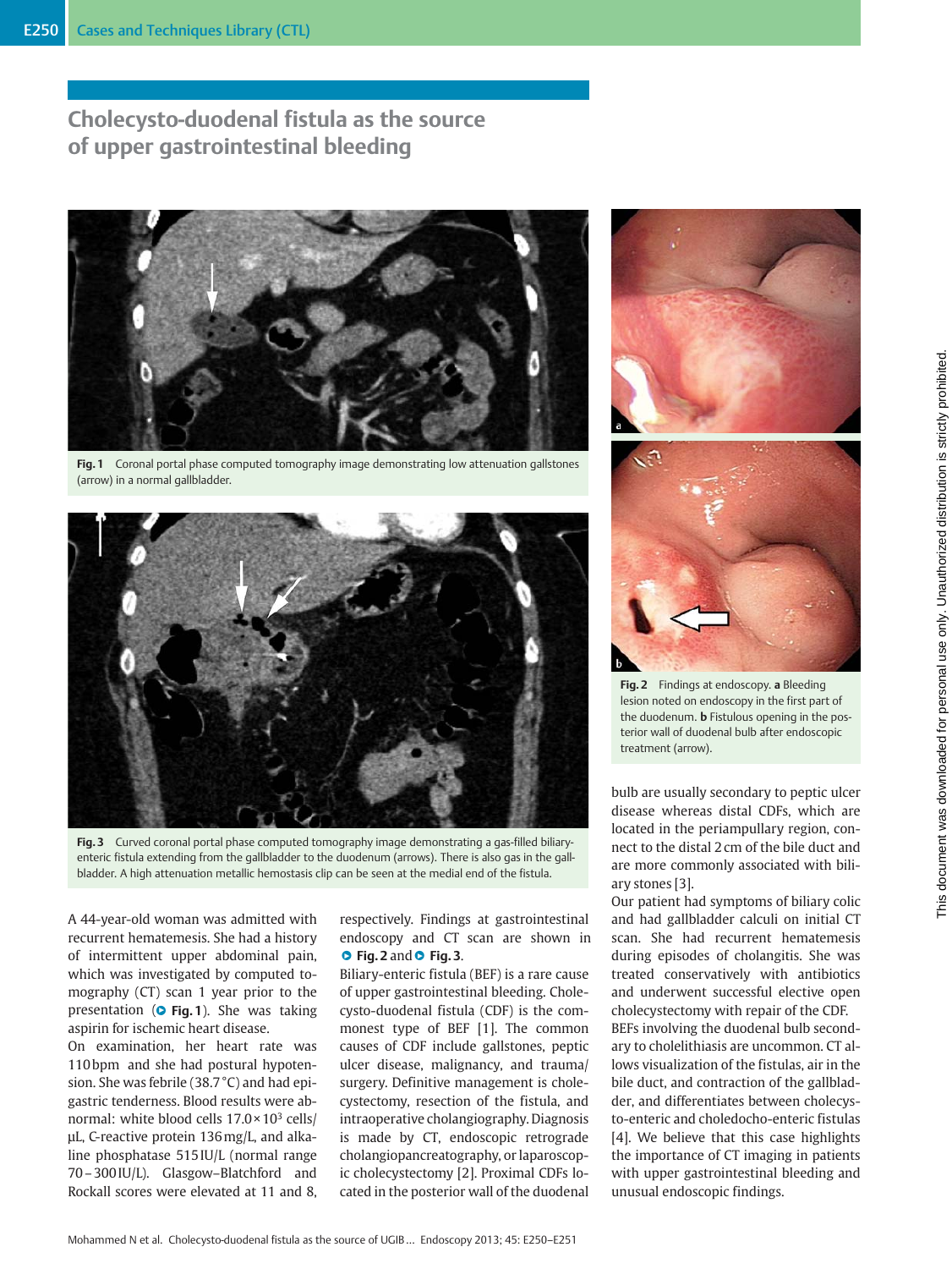# Cholecysto-duodenal fistula as the source of upper gastrointestinal bleeding

Fig. 1 Coronal portal phase computed tomography image demonstrating low attenuation gallstones (arrow) in a normal gallbladder.

Fig. 2 Findings at endoscopy. **a** Bleeding lesion noted on endoscopy in the first part of the duodenum. **b** Fistulous opening in the posterior wall of duodenal bulb after endoscopic treatment (arrow).

Fig. 3 Curved coronal portal phase computed tomography image demonstrating a gas-filled biliary-enteric fistula extending from the gallbladder to the duodenum (arrows). There is also gas in the gallbladder. A high attenuation metallic hemostasis clip can be seen at the medial end of the fistula.

A 44-year-old woman was admitted with recurrent hematemesis. She had a history of intermittent upper abdominal pain, which was investigated by computed tomography (CT) scan 1 year prior to the presentation (Fig. 1). She was taking aspirin for ischemic heart disease.

On examination, her heart rate was 110 bpm and she had postural hypotension. She was febrile (38.7 °C) and had epigastric tenderness. Blood results were abnormal: white blood cells $17.0 \times 10^3$ cells/µL, C-reactive protein 136 mg/L, and alkaline phosphatase 515 IU/L (normal range 70 – 300 IU/L). Glasgow–Blatchford and Rockall scores were elevated at 11 and 8, respectively. Findings at gastrointestinal endoscopy and CT scan are shown in Fig. 2 and Fig. 3.

Biliary-enteric fistula (BEF) is a rare cause of upper gastrointestinal bleeding. Cholecysto-duodenal fistula (CDF) is the commonest type of BEF [1]. The common causes of CDF include gallstones, peptic ulcer disease, malignancy, and trauma/surgery. Definitive management is cholecystectomy, resection of the fistula, and intraoperative cholangiography. Diagnosis is made by CT, endoscopic retrograde cholangiopancreatography, or laparoscopic cholecystectomy [2]. Proximal CDFs located in the posterior wall of the duodenal bulb are usually secondary to peptic ulcer disease whereas distal CDFs, which are located in the periampullary region, connect to the distal 2 cm of the bile duct and are more commonly associated with biliary stones [3].

Our patient had symptoms of biliary colic and had gallbladder calculi on initial CT scan. She had recurrent hematemesis during episodes of cholangitis. She was treated conservatively with antibiotics and underwent successful elective open cholecystectomy with repair of the CDF.

BEFs involving the duodenal bulb secondary to cholelithiasis are uncommon. CT allows visualization of the fistulas, air in the bile duct, and contraction of the gallbladder, and differentiates between cholecysto-enteric and choledocho-enteric fistulas [4]. We believe that this case highlights the importance of CT imaging in patients with upper gastrointestinal bleeding and unusual endoscopic findings.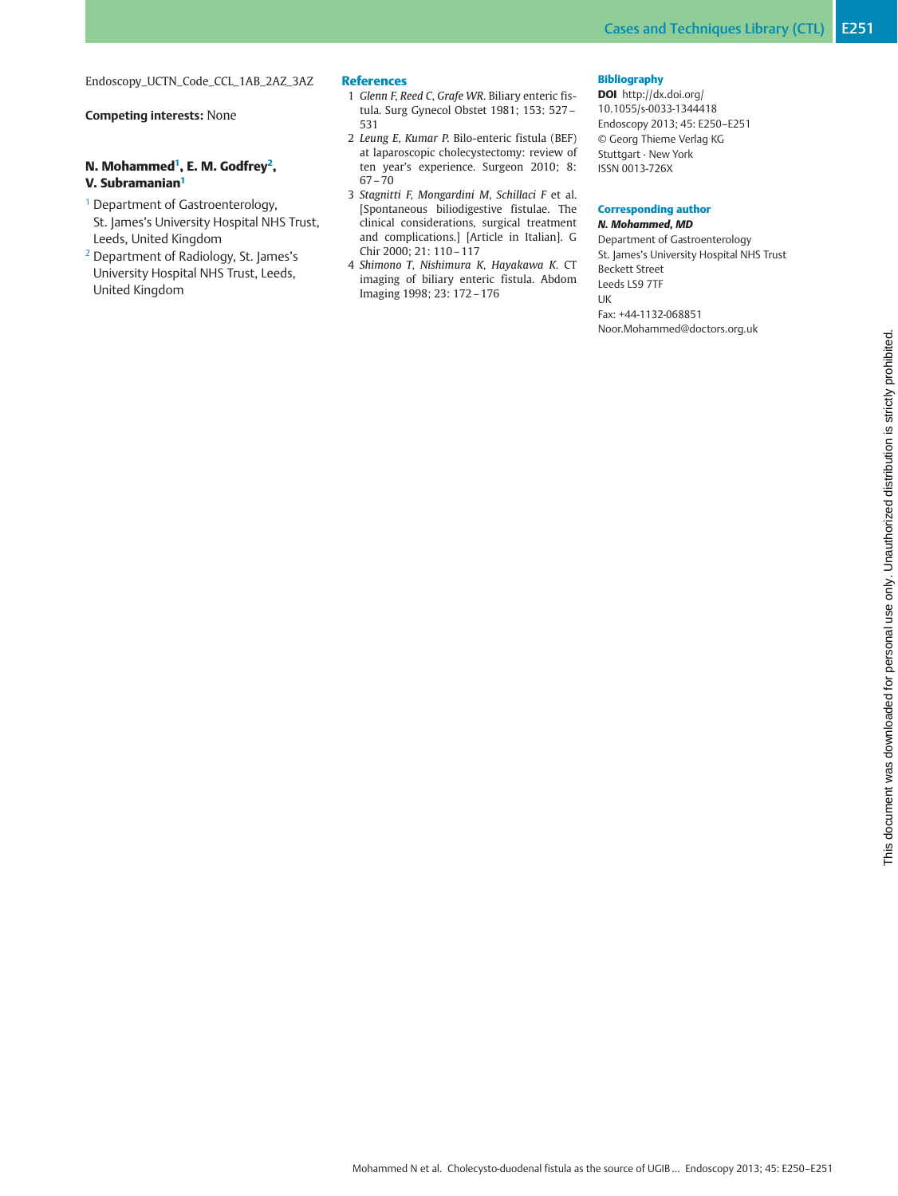Endoscopy_UCTN_Code_CCL_1AB_2AZ_3AZ

**Competing interests:** None

**N. Mohammed[1], E. M. Godfrey[2], V. Subramanian[1]**

[1] Department of Gastroenterology, St. James's University Hospital NHS Trust, Leeds, United Kingdom

[2] Department of Radiology, St. James's University Hospital NHS Trust, Leeds, United Kingdom

## References

1. *Glenn F, Reed C, Grafe WR.* Biliary enteric fistula. Surg Gynecol Obstet 1981; 153: 527–531
2. *Leung E, Kumar P.* Bilo-enteric fistula (BEF) at laparoscopic cholecystectomy: review of ten year's experience. Surgeon 2010; 8: 67–70
3. *Stagnitti F, Mongardini M, Schillaci F* et al. [Spontaneous biliodigestive fistulae. The clinical considerations, surgical treatment and complications.] [Article in Italian]. G Chir 2000; 21: 110–117
4. *Shimono T, Nishimura K, Hayakawa K.* CT imaging of biliary enteric fistula. Abdom Imaging 1998; 23: 172–176

## Bibliography

**DOI** http://dx.doi.org/10.1055/s-0033-1344418
Endoscopy 2013; 45: E250–E251
© Georg Thieme Verlag KG
Stuttgart · New York
ISSN 0013-726X

## Corresponding author

***N. Mohammed, MD***
Department of Gastroenterology
St. James's University Hospital NHS Trust
Beckett Street
Leeds LS9 7TF
UK
Fax: +44-1132-068851
Noor.Mohammed@doctors.org.uk